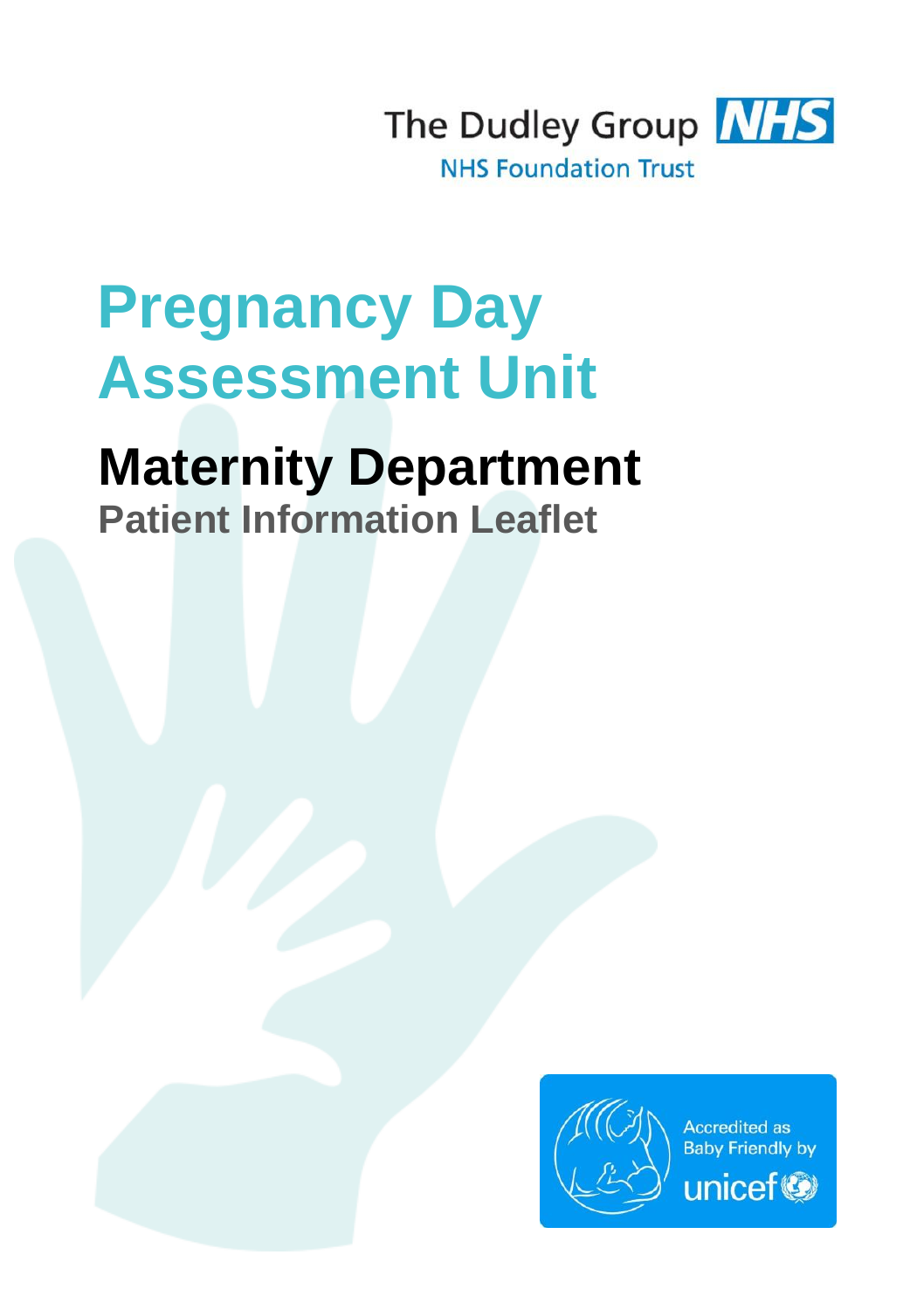The Dudley Group NHS

NHS Foundation Trust

# Pregnancy Day Assessment Unit

## Maternity Department

### Patient Information Leaflet

Accredited as Baby Friendly by unicef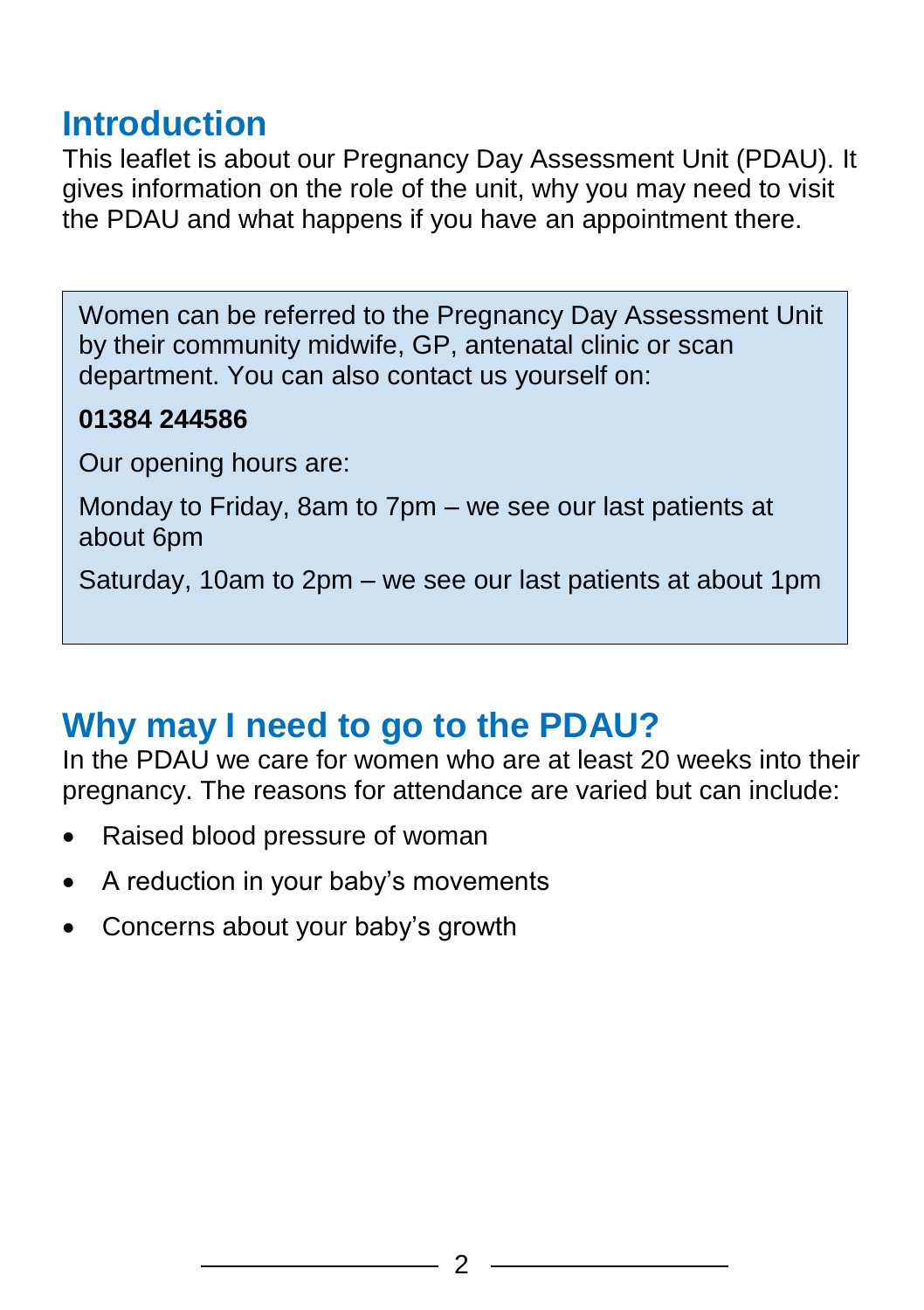## Introduction

This leaflet is about our Pregnancy Day Assessment Unit (PDAU). It gives information on the role of the unit, why you may need to visit the PDAU and what happens if you have an appointment there.

> Women can be referred to the Pregnancy Day Assessment Unit by their community midwife, GP, antenatal clinic or scan department. You can also contact us yourself on:
>
> **01384 244586**
>
> Our opening hours are:
>
> Monday to Friday, 8am to 7pm – we see our last patients at about 6pm
>
> Saturday, 10am to 2pm – we see our last patients at about 1pm

## Why may I need to go to the PDAU?

In the PDAU we care for women who are at least 20 weeks into their pregnancy. The reasons for attendance are varied but can include:

- Raised blood pressure of woman
- A reduction in your baby's movements
- Concerns about your baby's growth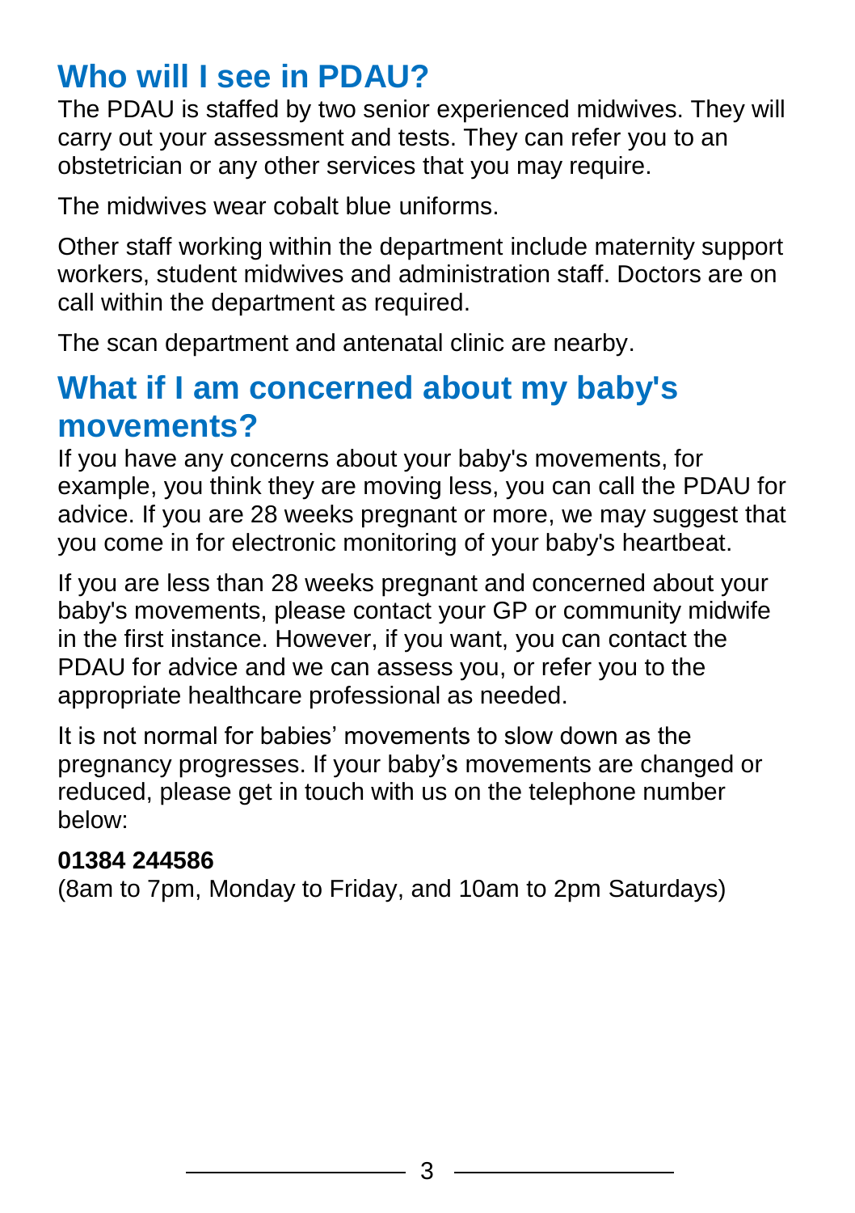## Who will I see in PDAU?

The PDAU is staffed by two senior experienced midwives. They will carry out your assessment and tests. They can refer you to an obstetrician or any other services that you may require.

The midwives wear cobalt blue uniforms.

Other staff working within the department include maternity support workers, student midwives and administration staff. Doctors are on call within the department as required.

The scan department and antenatal clinic are nearby.

## What if I am concerned about my baby's movements?

If you have any concerns about your baby's movements, for example, you think they are moving less, you can call the PDAU for advice. If you are 28 weeks pregnant or more, we may suggest that you come in for electronic monitoring of your baby's heartbeat.

If you are less than 28 weeks pregnant and concerned about your baby's movements, please contact your GP or community midwife in the first instance. However, if you want, you can contact the PDAU for advice and we can assess you, or refer you to the appropriate healthcare professional as needed.

It is not normal for babies' movements to slow down as the pregnancy progresses. If your baby's movements are changed or reduced, please get in touch with us on the telephone number below:

**01384 244586**
(8am to 7pm, Monday to Friday, and 10am to 2pm Saturdays)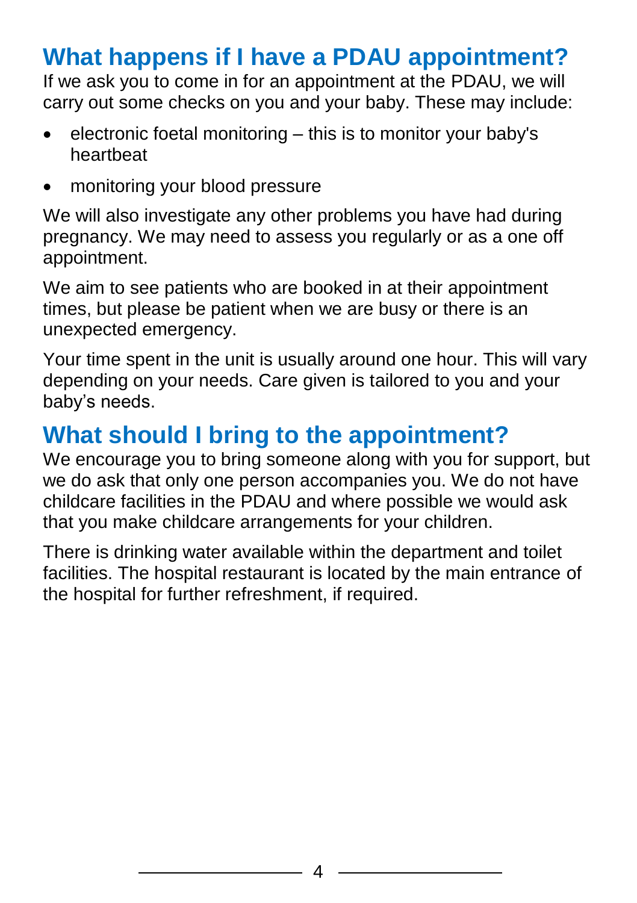## What happens if I have a PDAU appointment?

If we ask you to come in for an appointment at the PDAU, we will carry out some checks on you and your baby. These may include:

- electronic foetal monitoring – this is to monitor your baby's heartbeat
- monitoring your blood pressure

We will also investigate any other problems you have had during pregnancy. We may need to assess you regularly or as a one off appointment.

We aim to see patients who are booked in at their appointment times, but please be patient when we are busy or there is an unexpected emergency.

Your time spent in the unit is usually around one hour. This will vary depending on your needs. Care given is tailored to you and your baby's needs.

## What should I bring to the appointment?

We encourage you to bring someone along with you for support, but we do ask that only one person accompanies you. We do not have childcare facilities in the PDAU and where possible we would ask that you make childcare arrangements for your children.

There is drinking water available within the department and toilet facilities. The hospital restaurant is located by the main entrance of the hospital for further refreshment, if required.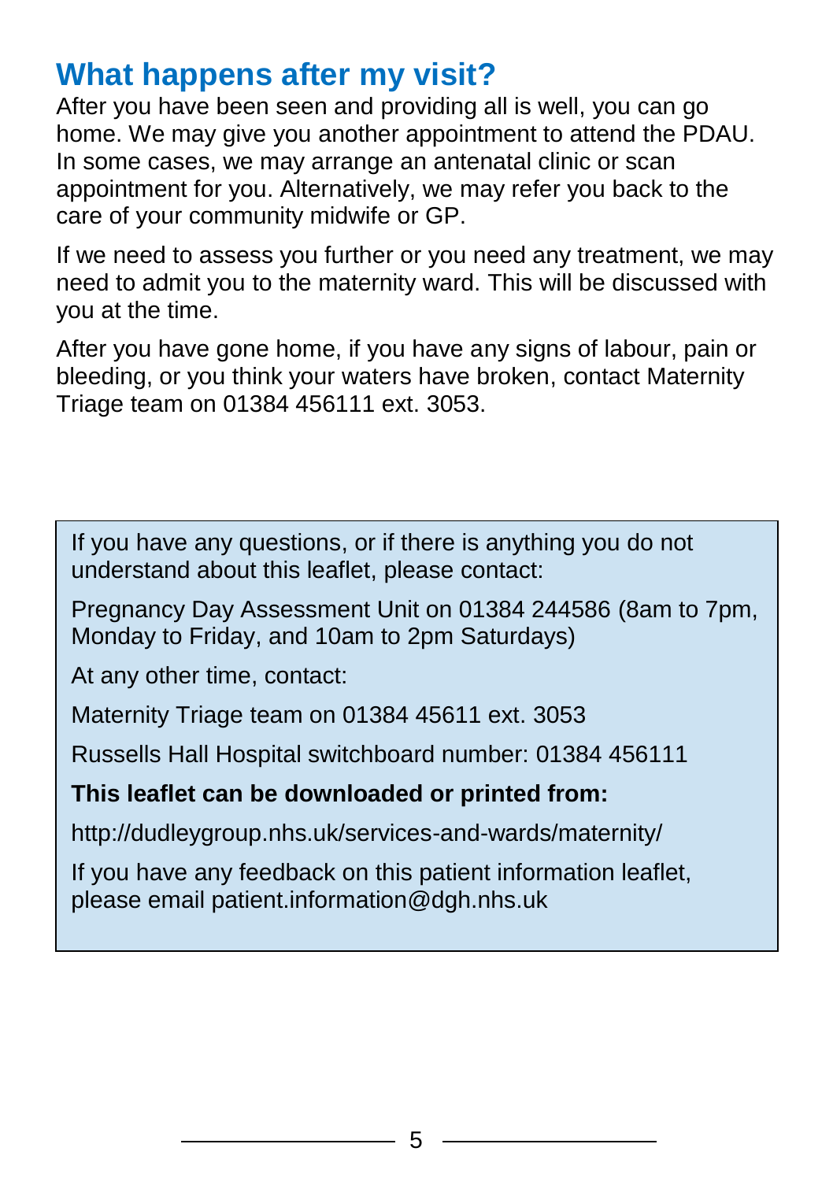## What happens after my visit?

After you have been seen and providing all is well, you can go home. We may give you another appointment to attend the PDAU. In some cases, we may arrange an antenatal clinic or scan appointment for you. Alternatively, we may refer you back to the care of your community midwife or GP.

If we need to assess you further or you need any treatment, we may need to admit you to the maternity ward. This will be discussed with you at the time.

After you have gone home, if you have any signs of labour, pain or bleeding, or you think your waters have broken, contact Maternity Triage team on 01384 456111 ext. 3053.

If you have any questions, or if there is anything you do not understand about this leaflet, please contact:

Pregnancy Day Assessment Unit on 01384 244586 (8am to 7pm, Monday to Friday, and 10am to 2pm Saturdays)

At any other time, contact:

Maternity Triage team on 01384 45611 ext. 3053

Russells Hall Hospital switchboard number: 01384 456111

**This leaflet can be downloaded or printed from:**

http://dudleygroup.nhs.uk/services-and-wards/maternity/

If you have any feedback on this patient information leaflet, please email patient.information@dgh.nhs.uk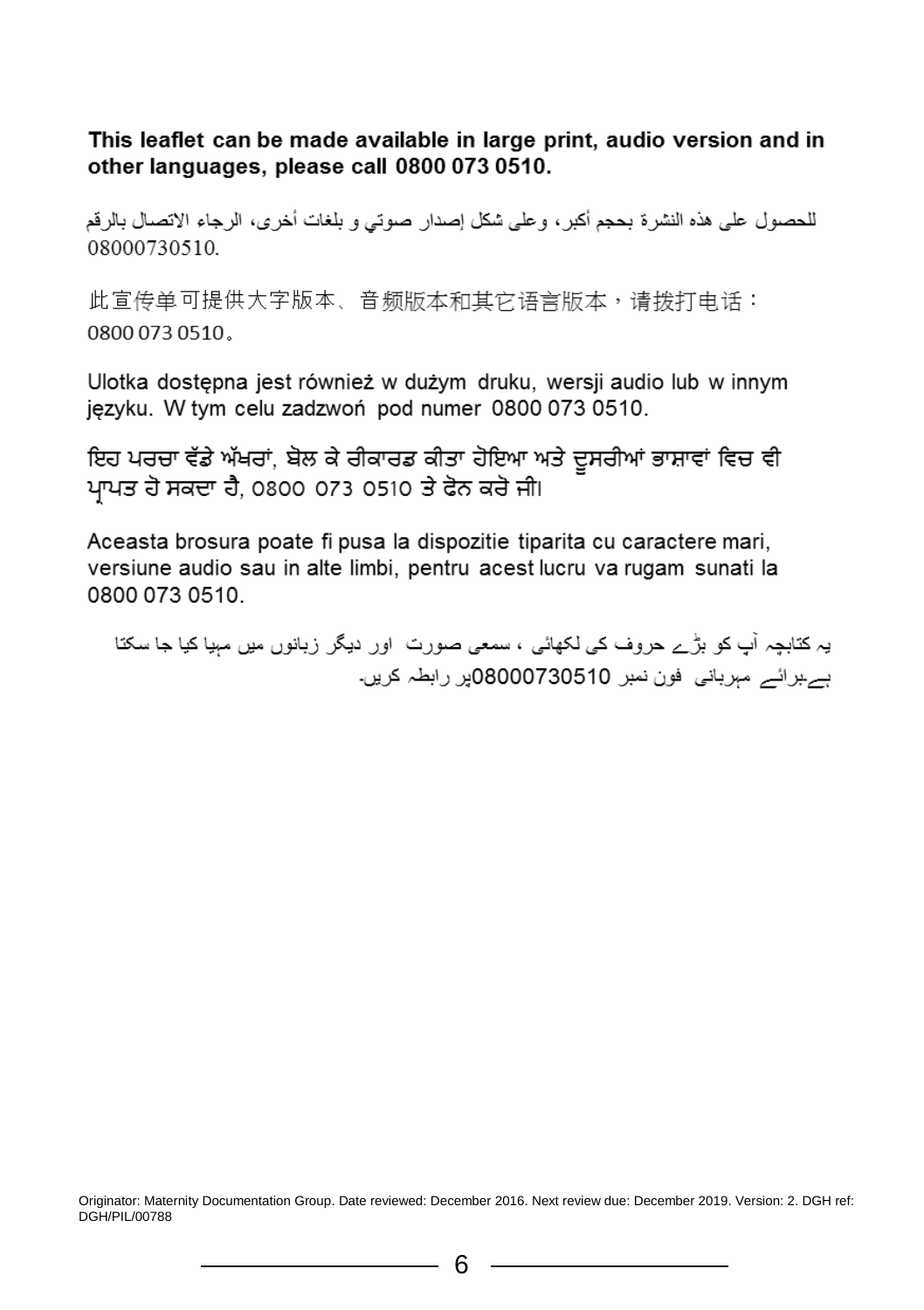**This leaflet can be made available in large print, audio version and in other languages, please call 0800 073 0510.**

للحصول على هذه النشرة بحجم أكبر، وعلى شكل إصدار صوتي و بلغات أخرى، الرجاء الاتصال بالرقم 08000730510.

此宣传单可提供大字版本、音频版本和其它语言版本，请拨打电话：0800 073 0510。

Ulotka dostępna jest również w dużym druku, wersji audio lub w innym języku. W tym celu zadzwoń pod numer 0800 073 0510.

ਇਹ ਪਰਚਾ ਵੱਡੇ ਅੱਖਰਾਂ, ਬੋਲ ਕੇ ਰੀਕਾਰਡ ਕੀਤਾ ਹੋਇਆ ਅਤੇ ਦੂਸਰੀਆਂ ਭਾਸ਼ਾਵਾਂ ਵਿਚ ਵੀ ਪ੍ਰਾਪਤ ਹੋ ਸਕਦਾ ਹੈ, 0800 073 0510 ਤੇ ਫੋਨ ਕਰੋ ਜੀ।

Aceasta brosura poate fi pusa la dispozitie tiparita cu caractere mari, versiune audio sau in alte limbi, pentru acest lucru va rugam sunati la 0800 073 0510.

یہ کتابچہ آپ کو بڑے حروف کی لکھائی ، سمعی صورت اور دیگر زبانوں میں مہیا کیا جا سکتا ہے۔برائے مہربانی فون نمبر 08000730510پر رابطہ کریں۔

Originator: Maternity Documentation Group. Date reviewed: December 2016. Next review due: December 2019. Version: 2. DGH ref: DGH/PIL/00788